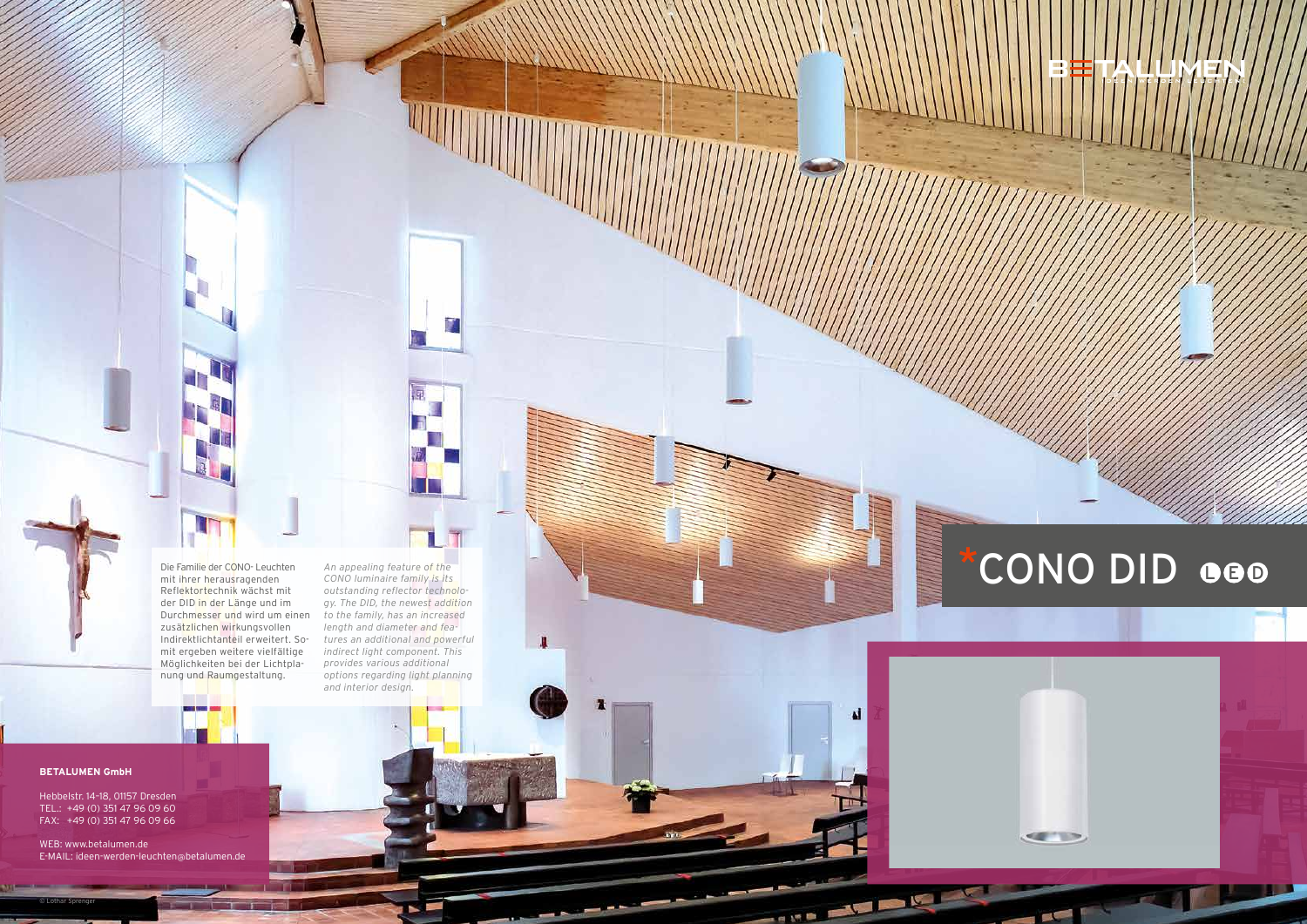BETALUMEN

# *CONO DID LED

Die Familie der CONO- Leuchten mit ihrer herausragenden Reflektortechnik wächst mit der DID in der Länge und im Durchmesser und wird um einen zusätzlichen wirkungsvollen Indirektlichtanteil erweitert. Somit ergeben weitere vielfältige Möglichkeiten bei der Lichtplanung und Raumgestaltung.

*An appealing feature of the CONO luminaire family is its outstanding reflector technology. The DID, the newest addition to the family, has an increased length and diameter and features an additional and powerful indirect light component. This provides various additional options regarding light planning and interior design.*

**BETALUMEN GmbH**

Hebbelstr. 14-18, 01157 Dresden
TEL.: +49 (0) 351 47 96 09 60
FAX: +49 (0) 351 47 96 09 66

WEB: www.betalumen.de
E-MAIL: ideen-werden-leuchten@betalumen.de

© Lothar Sprenger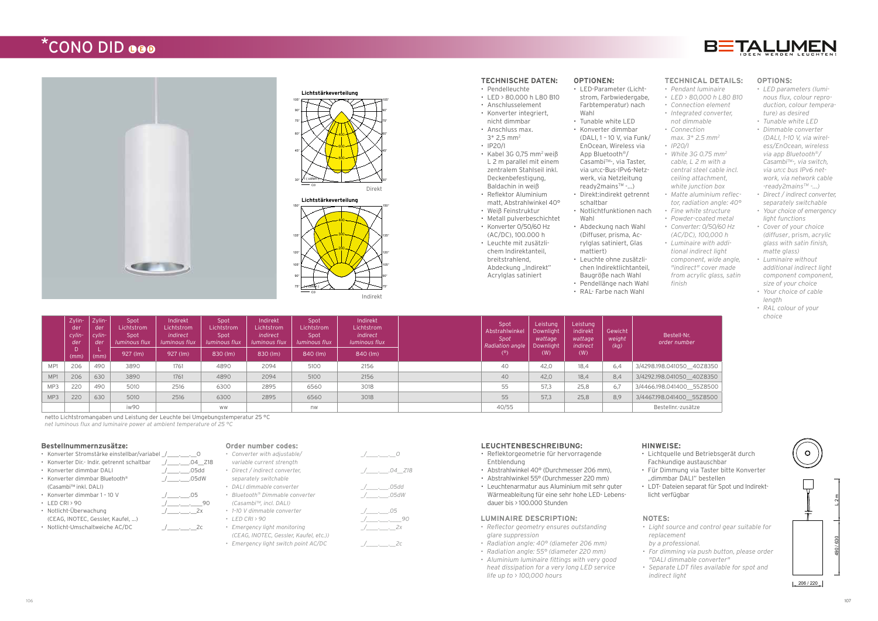# *CONO DID LED

BETALUMEN
IDEEN WERDEN LEUCHTEN!

Lichtstärkeverteilung

105° 90° 75° 60° 45° 30° 400 600 800 I (cd/klm) C0

Direkt

Lichtstärkeverteilung

150° 135° 120° 105° 90° 75° 400 300 200 I (cd/klm) C0

Indirekt

## TECHNISCHE DATEN:

- Pendelleuchte
- LED > 80.000 h L80 B10
- Anschlusselement
- Konverter integriert, nicht dimmbar
- Anschluss max. 3* 2,5 mm²
- IP20/I
- Kabel 3G 0,75 mm² weiß L 2 m parallel mit einem zentralem Stahlseil inkl. Deckenbefestigung, Baldachin in weiß
- Reflektor Aluminium matt, Abstrahlwinkel 40°
- Weiß Feinstruktur
- Metall pulverbeschichtet
- Konverter 0/50/60 Hz (AC/DC), 100.000 h
- Leuchte mit zusätzlichem Indirektanteil, breitstrahlend, Abdeckung „Indirekt" Acrylglas satiniert

## OPTIONEN:

- LED-Parameter (Lichtstrom, Farbwiedergabe, Farbtemperatur) nach Wahl
- Tunable white LED
- Konverter dimmbar (DALI, 1 – 10 V, via Funk/EnOcean, Wireless via App Bluetooth®/Casambi™-, via Taster, via un:c-Bus-IPv6-Netzwerk, via Netzleitung ready2mains™ -…)
- Direkt:indirekt getrennt schaltbar
- Notlichtfunktionen nach Wahl
- Abdeckung nach Wahl (Diffuser, prisma, Acrylglas satiniert, Glas mattiert)
- Leuchte ohne zusätzlichen Indirektlichtanteil, Baugröße nach Wahl
- Pendellänge nach Wahl
- RAL- Farbe nach Wahl

## TECHNICAL DETAILS:

- *Pendant luminaire*
- *LED > 80,000 h L80 B10*
- *Connection element*
- *Integrated converter, not dimmable*
- *Connection max. 3* 2.5 mm²*
- *IP20/I*
- *White 3G 0.75 mm² cable, L 2 m with a central steel cable incl. ceiling attachment, white junction box*
- *Matte aluminium reflector, radiation angle: 40°*
- *Fine white structure*
- *Powder-coated metal*
- *Converter: 0/50/60 Hz (AC/DC), 100,000 h*
- *Luminaire with additional indirect light component, wide angle, "indirect" cover made from acrylic glass, satin finish*

## OPTIONS:

- *LED parameters (luminous flux, colour reproduction, colour temperature) as desired*
- *Tunable white LED*
- *Dimmable converter (DALI, 1–10 V, via wireless/EnOcean, wireless via app Bluetooth®/Casambi™-, via switch, via un:c bus IPv6 network, via network cable -ready2mains™ -…)*
- *Direct / indirect converter, separately switchable*
- *Your choice of emergency light functions*
- *Cover of your choice (diffuser, prism, acrylic glass with satin finish, matte glass)*
- *Luminaire without additional indirect light component component, size of your choice*
- *Your choice of cable length*
- *RAL colour of your choice*

| | Zylinder *cylinder* D (mm) | Zylinder *cylinder* L (mm) | Spot Lichtstrom *Spot luminous flux* 927 (lm) | Indirekt Lichtstrom *indirect luminous flux* 927 (lm) | Spot Lichtstrom *Spot luminous flux* 830 (lm) | Indirekt Lichtstrom *indirect luminous flux* 830 (lm) | Spot Lichtstrom *Spot luminous flux* 840 (lm) | Indirekt Lichtstrom *indirect luminous flux* 840 (lm) | | Spot Abstrahlwinkel *Spot Radiation angle* (°) | Leistung Downlight *wattage Downlight* (W) | Leistung indirekt *wattage indirect* (W) | Gewicht *weight* (kg) | Bestell-Nr. *order number* |
|---|---|---|---|---|---|---|---|---|---|---|---|---|---|---|
| MP1 | 206 | 490 | 3890 | 1761 | 4890 | 2094 | 5100 | 2156 | | 40 | 42,0 | 18,4 | 6,4 | 3/4298.198.041050__40Z8350 |
| MP1 | 206 | 630 | 3890 | 1761 | 4890 | 2094 | 5100 | 2156 | | 40 | 42,0 | 18,4 | 8,4 | 3/4292.198.041050__40Z8350 |
| MP3 | 220 | 490 | 5010 | 2516 | 6300 | 2895 | 6560 | 3018 | | 55 | 57,3 | 25,8 | 6,7 | 3/4466.198.041400__55Z8500 |
| MP3 | 220 | 630 | 5010 | 2516 | 6300 | 2895 | 6560 | 3018 | | 55 | 57,3 | 25,8 | 8,9 | 3/4467.198.041400__55Z8500 |
| | | | iw90 | | ww | | nw | | | 40/55 | | | | Bestellnr.-zusätze |

netto Lichtstromangaben und Leistung der Leuchte bei Umgebungstemperatur 25 °C
*net luminous flux and luminaire power at ambient temperature of 25 °C*

### Bestellnummernzusätze:

- Konverter Stromstärke einstellbar/variabel _/____.___._O
- Konverter Dir.- Indir. getrennt schaltbar _/____.___.04__Z18
- Konverter dimmbar DALI _/____.___.05dd
- Konverter dimmbar Bluetooth® (Casambi™ inkl. DALI) _/____.___.05dW
- Konverter dimmbar 1 – 10 V _/____.___.05
- LED CRI > 90 _/____.___.____90
- Notlicht-Überwachung (CEAG, INOTEC, Gessler, Kaufel, …) _/____.___.__2x
- Notlicht-Umschaltweiche AC/DC _/____.___.__2c

### Order number codes:

- *Converter with adjustable/variable current strength* _/____.___._O
- *Direct / indirect converter, separately switchable* _/____.___.04__Z18
- *DALI dimmable converter* _/____.___.05dd
- *Bluetooth® Dimmable converter (Casambi™, incl. DALI)* _/____.___.05dW
- *1–10 V dimmable converter* _/____.___.05
- *LED CRI > 90* _/____.___.____90
- *Emergency light monitoring (CEAG, INOTEC, Gessler, Kaufel, etc.))* _/____.___.__2x
- *Emergency light switch point AC/DC* _/____.___.__2c

### LEUCHTENBESCHREIBUNG:

- Reflektorgeometrie für hervorragende Entblendung
- Abstrahlwinkel 40° (Durchmesser 206 mm),
- Abstrahlwinkel 55° (Durchmesser 220 mm)
- Leuchtenarmatur aus Aluminium mit sehr guter Wärmeableitung für eine sehr hohe LED- Lebensdauer bis > 100.000 Stunden

### LUMINAIRE DESCRIPTION:

- *Reflector geometry ensures outstanding glare suppression*
- *Radiation angle: 40° (diameter 206 mm)*
- *Radiation angle: 55° (diameter 220 mm)*
- *Aluminium luminaire fittings with very good heat dissipation for a very long LED service life up to > 100,000 hours*

### HINWEISE:

- Lichtquelle und Betriebsgerät durch Fachkundige austauschbar
- Für Dimmung via Taster bitte Konverter „dimmbar DALI" bestellen
- LDT- Dateien separat für Spot und Indirektlicht verfügbar

### NOTES:

- *Light source and control gear suitable for replacement by a professional.*
- *For dimming via push button, please order "DALI dimmable converter"*
- *Separate LDT files available for spot and indirect light*

L 2 m
490 / 630
206 / 220